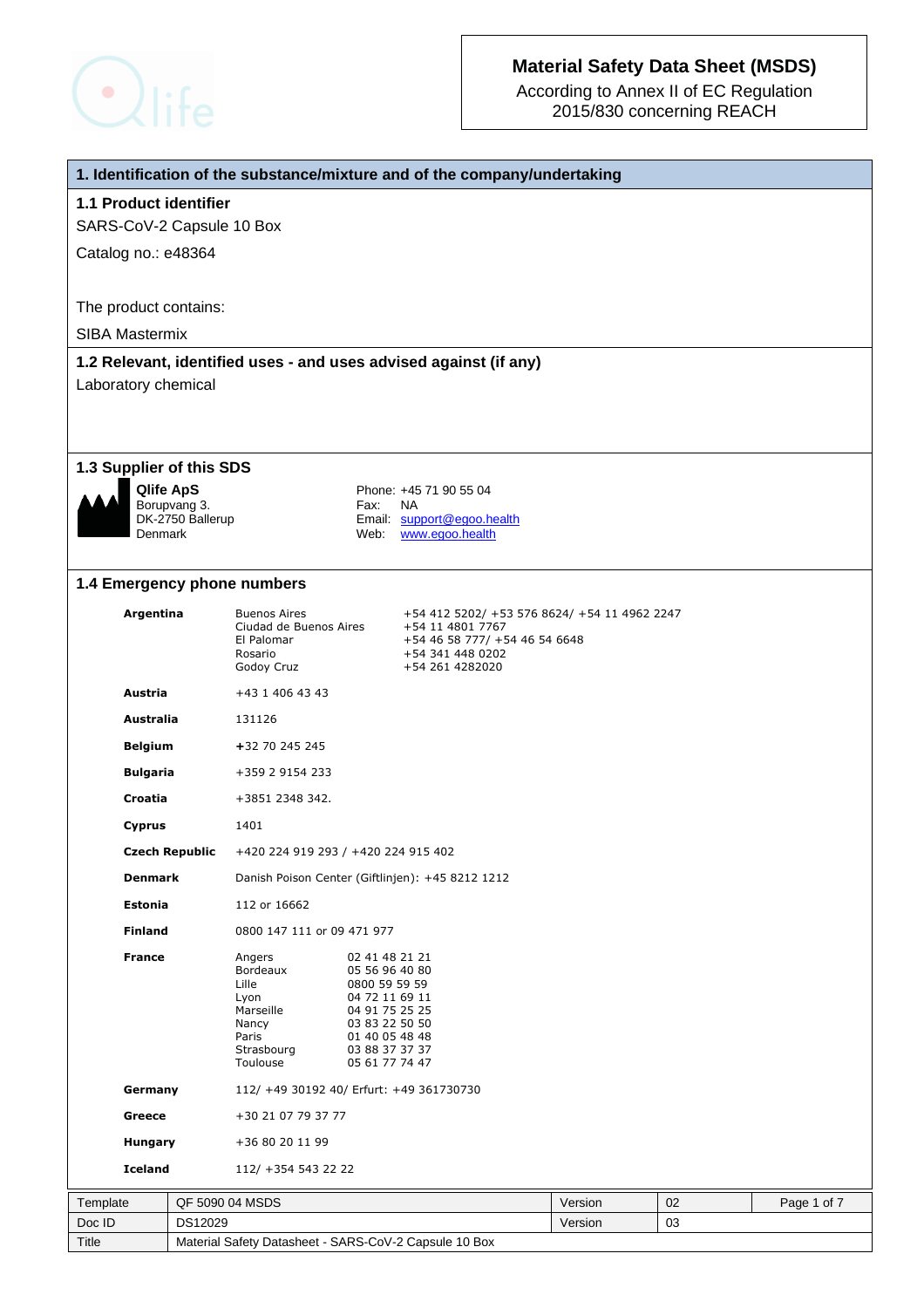# Material Safety Data Sheet (MSDS)

According to Annex II of EC Regulation 2015/830 concerning REACH

## 1. Identification of the substance/mixture and of the company/undertaking

### 1.1 Product identifier

SARS-CoV-2 Capsule 10 Box

Catalog no.: e48364

The product contains:

SIBA Mastermix

### 1.2 Relevant, identified uses - and uses advised against (if any)

Laboratory chemical

### 1.3 Supplier of this SDS

**Qlife ApS**
Borupvang 3.
DK-2750 Ballerup
Denmark

Phone: +45 71 90 55 04
Fax: NA
Email: support@egoo.health
Web: www.egoo.health

### 1.4 Emergency phone numbers

| | | |
|---|---|---|
| **Argentina** | Buenos Aires<br>Ciudad de Buenos Aires<br>El Palomar<br>Rosario<br>Godoy Cruz | +54 412 5202/ +53 576 8624/ +54 11 4962 2247<br>+54 11 4801 7767<br>+54 46 58 777/ +54 46 54 6648<br>+54 341 448 0202<br>+54 261 4282020 |
| **Austria** | +43 1 406 43 43 | |
| **Australia** | 131126 | |
| **Belgium** | +32 70 245 245 | |
| **Bulgaria** | +359 2 9154 233 | |
| **Croatia** | +3851 2348 342. | |
| **Cyprus** | 1401 | |
| **Czech Republic** | +420 224 919 293 / +420 224 915 402 | |
| **Denmark** | Danish Poison Center (Giftlinjen): +45 8212 1212 | |
| **Estonia** | 112 or 16662 | |
| **Finland** | 0800 147 111 or 09 471 977 | |
| **France** | Angers<br>Bordeaux<br>Lille<br>Lyon<br>Marseille<br>Nancy<br>Paris<br>Strasbourg<br>Toulouse | 02 41 48 21 21<br>05 56 96 40 80<br>0800 59 59 59<br>04 72 11 69 11<br>04 91 75 25 25<br>03 83 22 50 50<br>01 40 05 48 48<br>03 88 37 37 37<br>05 61 77 74 47 |
| **Germany** | 112/ +49 30192 40/ Erfurt: +49 361730730 | |
| **Greece** | +30 21 07 79 37 77 | |
| **Hungary** | +36 80 20 11 99 | |
| **Iceland** | 112/ +354 543 22 22 | |

| | | | | |
|---|---|---|---|---|
| Template | QF 5090 04 MSDS | Version | 02 | |
| Doc ID | DS12029 | Version | 03 | |
| Title | Material Safety Datasheet - SARS-CoV-2 Capsule 10 Box | | | |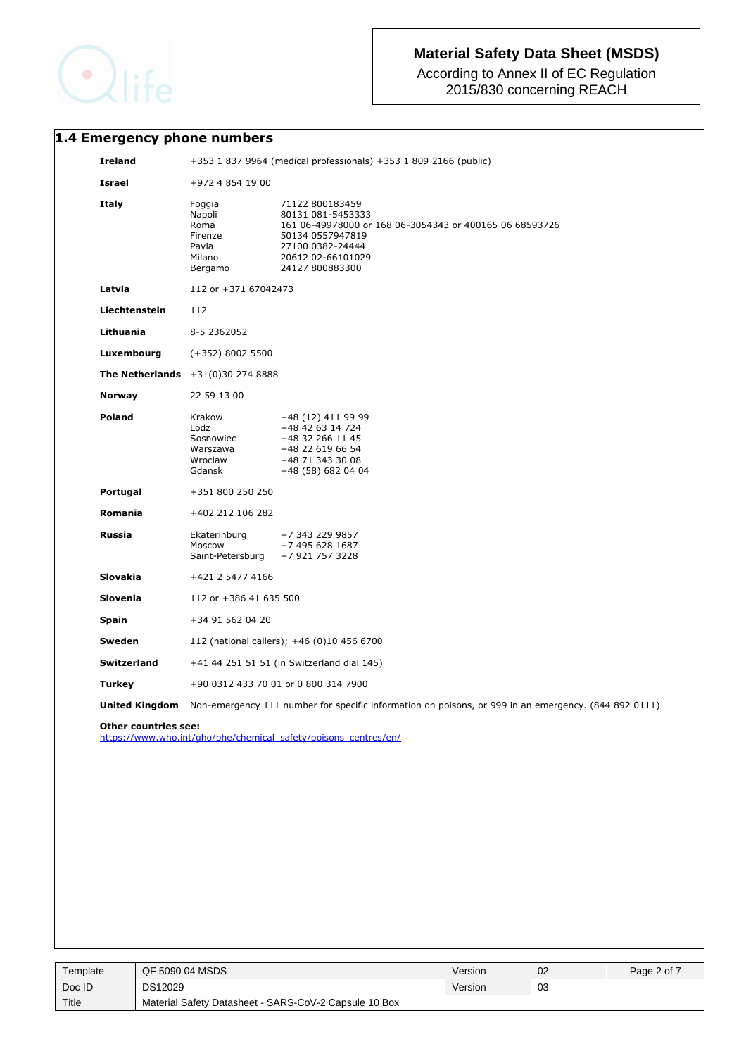## 1.4 Emergency phone numbers

| | | |
|---|---|---|
| **Ireland** | +353 1 837 9964 (medical professionals) +353 1 809 2166 (public) | |
| **Israel** | +972 4 854 19 00 | |
| **Italy** | Foggia | 71122 800183459 |
| | Napoli | 80131 081-5453333 |
| | Roma | 161 06-49978000 or 168 06-3054343 or 400165 06 68593726 |
| | Firenze | 50134 0557947819 |
| | Pavia | 27100 0382-24444 |
| | Milano | 20612 02-66101029 |
| | Bergamo | 24127 800883300 |
| **Latvia** | 112 or +371 67042473 | |
| **Liechtenstein** | 112 | |
| **Lithuania** | 8-5 2362052 | |
| **Luxembourg** | (+352) 8002 5500 | |
| **The Netherlands** | +31(0)30 274 8888 | |
| **Norway** | 22 59 13 00 | |
| **Poland** | Krakow | +48 (12) 411 99 99 |
| | Lodz | +48 42 63 14 724 |
| | Sosnowiec | +48 32 266 11 45 |
| | Warszawa | +48 22 619 66 54 |
| | Wroclaw | +48 71 343 30 08 |
| | Gdansk | +48 (58) 682 04 04 |
| **Portugal** | +351 800 250 250 | |
| **Romania** | +402 212 106 282 | |
| **Russia** | Ekaterinburg | +7 343 229 9857 |
| | Moscow | +7 495 628 1687 |
| | Saint-Petersburg | +7 921 757 3228 |
| **Slovakia** | +421 2 5477 4166 | |
| **Slovenia** | 112 or +386 41 635 500 | |
| **Spain** | +34 91 562 04 20 | |
| **Sweden** | 112 (national callers); +46 (0)10 456 6700 | |
| **Switzerland** | +41 44 251 51 51 (in Switzerland dial 145) | |
| **Turkey** | +90 0312 433 70 01 or 0 800 314 7900 | |
| **United Kingdom** | Non-emergency 111 number for specific information on poisons, or 999 in an emergency. (844 892 0111) | |

**Other countries see:**
https://www.who.int/gho/phe/chemical_safety/poisons_centres/en/

| Template | QF 5090 04 MSDS | Version | 02 |
|---|---|---|---|
| Doc ID | DS12029 | Version | 03 |
| Title | Material Safety Datasheet - SARS-CoV-2 Capsule 10 Box | | |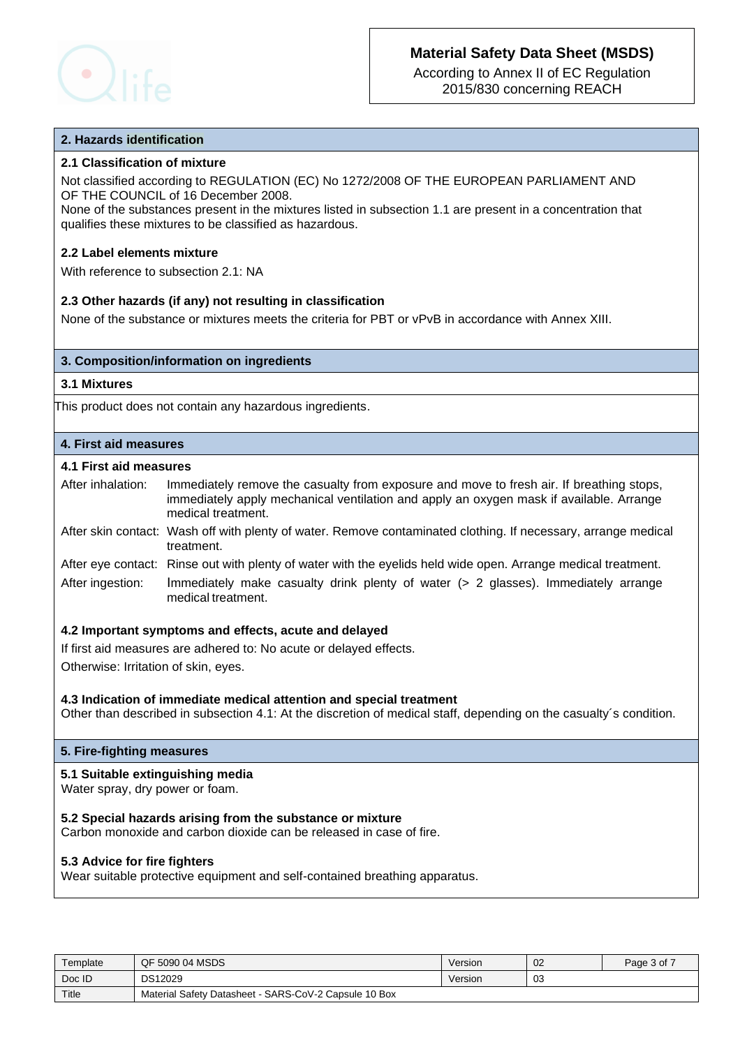## 2. Hazards identification

### 2.1 Classification of mixture

Not classified according to REGULATION (EC) No 1272/2008 OF THE EUROPEAN PARLIAMENT AND OF THE COUNCIL of 16 December 2008.
None of the substances present in the mixtures listed in subsection 1.1 are present in a concentration that qualifies these mixtures to be classified as hazardous.

### 2.2 Label elements mixture

With reference to subsection 2.1: NA

### 2.3 Other hazards (if any) not resulting in classification

None of the substance or mixtures meets the criteria for PBT or vPvB in accordance with Annex XIII.

## 3. Composition/information on ingredients

### 3.1 Mixtures

This product does not contain any hazardous ingredients.

## 4. First aid measures

### 4.1 First aid measures

| | |
|---|---|
| After inhalation: | Immediately remove the casualty from exposure and move to fresh air. If breathing stops, immediately apply mechanical ventilation and apply an oxygen mask if available. Arrange medical treatment. |
| After skin contact: | Wash off with plenty of water. Remove contaminated clothing. If necessary, arrange medical treatment. |
| After eye contact: | Rinse out with plenty of water with the eyelids held wide open. Arrange medical treatment. |
| After ingestion: | Immediately make casualty drink plenty of water (> 2 glasses). Immediately arrange medical treatment. |

### 4.2 Important symptoms and effects, acute and delayed

If first aid measures are adhered to: No acute or delayed effects.

Otherwise: Irritation of skin, eyes.

### 4.3 Indication of immediate medical attention and special treatment

Other than described in subsection 4.1: At the discretion of medical staff, depending on the casualty´s condition.

## 5. Fire-fighting measures

### 5.1 Suitable extinguishing media

Water spray, dry power or foam.

### 5.2 Special hazards arising from the substance or mixture

Carbon monoxide and carbon dioxide can be released in case of fire.

### 5.3 Advice for fire fighters

Wear suitable protective equipment and self-contained breathing apparatus.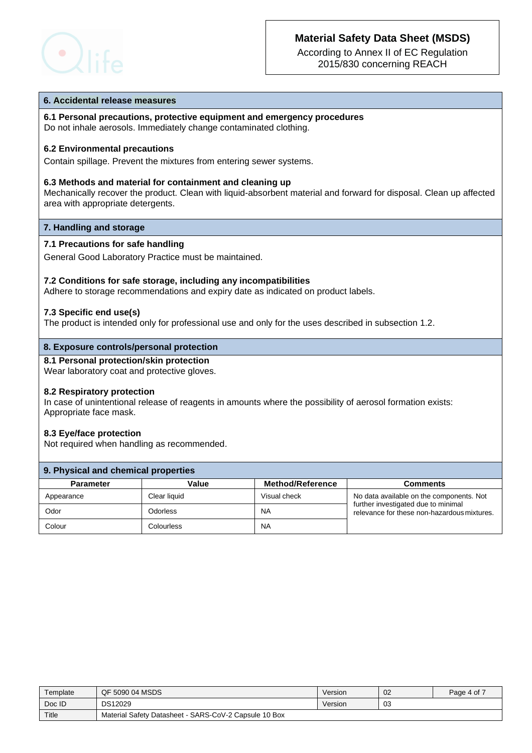## 6. Accidental release measures

### 6.1 Personal precautions, protective equipment and emergency procedures

Do not inhale aerosols. Immediately change contaminated clothing.

### 6.2 Environmental precautions

Contain spillage. Prevent the mixtures from entering sewer systems.

### 6.3 Methods and material for containment and cleaning up

Mechanically recover the product. Clean with liquid-absorbent material and forward for disposal. Clean up affected area with appropriate detergents.

## 7. Handling and storage

### 7.1 Precautions for safe handling

General Good Laboratory Practice must be maintained.

### 7.2 Conditions for safe storage, including any incompatibilities

Adhere to storage recommendations and expiry date as indicated on product labels.

### 7.3 Specific end use(s)

The product is intended only for professional use and only for the uses described in subsection 1.2.

## 8. Exposure controls/personal protection

### 8.1 Personal protection/skin protection

Wear laboratory coat and protective gloves.

### 8.2 Respiratory protection

In case of unintentional release of reagents in amounts where the possibility of aerosol formation exists: Appropriate face mask.

### 8.3 Eye/face protection

Not required when handling as recommended.

## 9. Physical and chemical properties

| Parameter | Value | Method/Reference | Comments |
|---|---|---|---|
| Appearance | Clear liquid | Visual check | No data available on the components. Not further investigated due to minimal relevance for these non-hazardous mixtures. |
| Odor | Odorless | NA | |
| Colour | Colourless | NA | |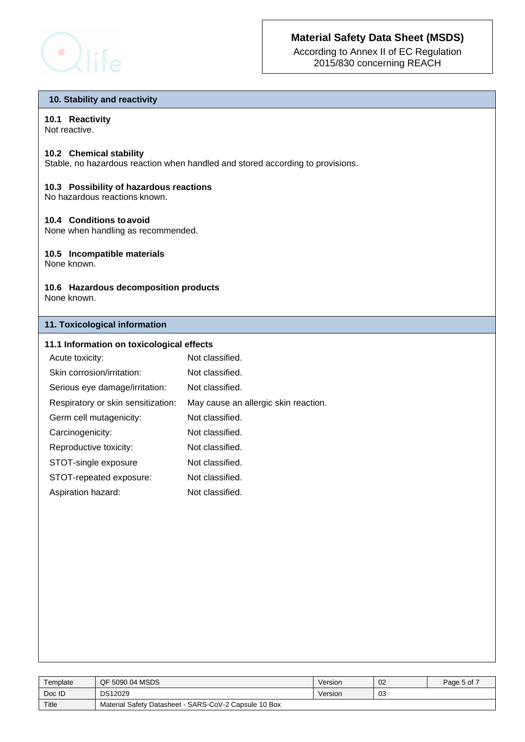## 10. Stability and reactivity

### 10.1 Reactivity

Not reactive.

### 10.2 Chemical stability

Stable, no hazardous reaction when handled and stored according to provisions.

### 10.3 Possibility of hazardous reactions

No hazardous reactions known.

### 10.4 Conditions to avoid

None when handling as recommended.

### 10.5 Incompatible materials

None known.

### 10.6 Hazardous decomposition products

None known.

## 11. Toxicological information

### 11.1 Information on toxicological effects

| | |
|---|---|
| Acute toxicity: | Not classified. |
| Skin corrosion/irritation: | Not classified. |
| Serious eye damage/irritation: | Not classified. |
| Respiratory or skin sensitization: | May cause an allergic skin reaction. |
| Germ cell mutagenicity: | Not classified. |
| Carcinogenicity: | Not classified. |
| Reproductive toxicity: | Not classified. |
| STOT-single exposure | Not classified. |
| STOT-repeated exposure: | Not classified. |
| Aspiration hazard: | Not classified. |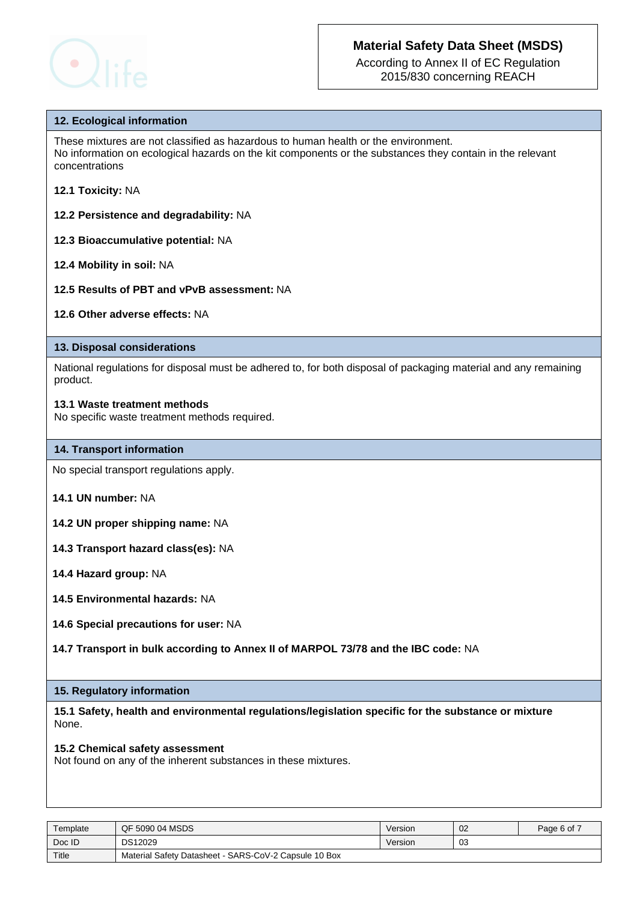## 12. Ecological information

These mixtures are not classified as hazardous to human health or the environment.
No information on ecological hazards on the kit components or the substances they contain in the relevant concentrations

**12.1 Toxicity:** NA

**12.2 Persistence and degradability:** NA

**12.3 Bioaccumulative potential:** NA

**12.4 Mobility in soil:** NA

**12.5 Results of PBT and vPvB assessment:** NA

**12.6 Other adverse effects:** NA

## 13. Disposal considerations

National regulations for disposal must be adhered to, for both disposal of packaging material and any remaining product.

**13.1 Waste treatment methods**
No specific waste treatment methods required.

## 14. Transport information

No special transport regulations apply.

**14.1 UN number:** NA

**14.2 UN proper shipping name:** NA

**14.3 Transport hazard class(es):** NA

**14.4 Hazard group:** NA

**14.5 Environmental hazards:** NA

**14.6 Special precautions for user:** NA

**14.7 Transport in bulk according to Annex II of MARPOL 73/78 and the IBC code:** NA

## 15. Regulatory information

**15.1 Safety, health and environmental regulations/legislation specific for the substance or mixture**
None.

**15.2 Chemical safety assessment**
Not found on any of the inherent substances in these mixtures.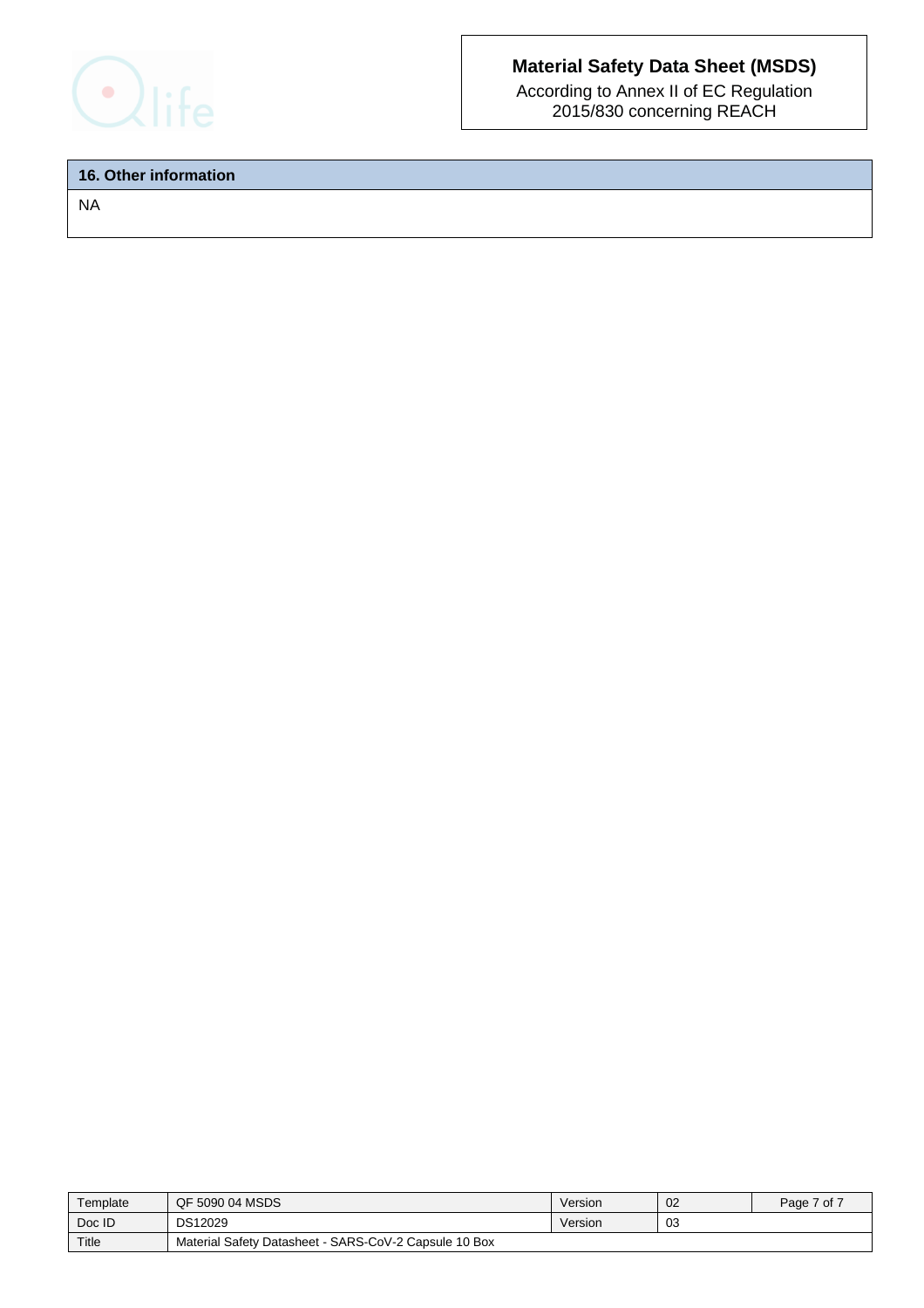## 16. Other information

NA